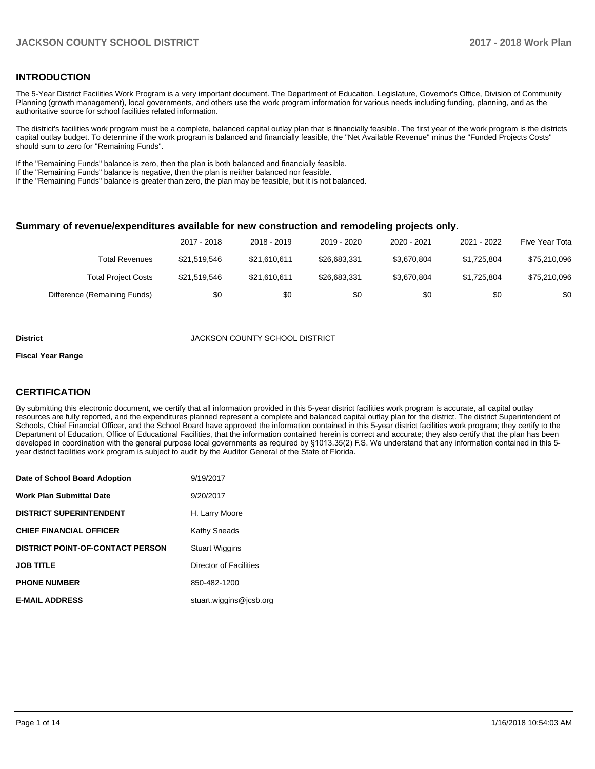## INTRODUCTION

The 5-Year District Facilities Work Program is a very important document. The Department of Education, Legislature, Governor's Office, Division of Community Planning (growth management), local governments, and others use the work program information for various needs including funding, planning, and as the authoritative source for school facilities related information.

The district's facilities work program must be a complete, balanced capital outlay plan that is financially feasible. The first year of the work program is the districts capital outlay budget. To determine if the work program is balanced and financially feasible, the "Net Available Revenue" minus the "Funded Projects Costs" should sum to zero for "Remaining Funds".

If the "Remaining Funds" balance is zero, then the plan is both balanced and financially feasible.
If the "Remaining Funds" balance is negative, then the plan is neither balanced nor feasible.
If the "Remaining Funds" balance is greater than zero, the plan may be feasible, but it is not balanced.

### Summary of revenue/expenditures available for new construction and remodeling projects only.

| | 2017 - 2018 | 2018 - 2019 | 2019 - 2020 | 2020 - 2021 | 2021 - 2022 | Five Year Tota |
|---|---|---|---|---|---|---|
| Total Revenues | $21,519,546 | $21,610,611 | $26,683,331 | $3,670,804 | $1,725,804 | $75,210,096 |
| Total Project Costs | $21,519,546 | $21,610,611 | $26,683,331 | $3,670,804 | $1,725,804 | $75,210,096 |
| Difference (Remaining Funds) | $0 | $0 | $0 | $0 | $0 | $0 |

**District** JACKSON COUNTY SCHOOL DISTRICT

**Fiscal Year Range**

## CERTIFICATION

By submitting this electronic document, we certify that all information provided in this 5-year district facilities work program is accurate, all capital outlay resources are fully reported, and the expenditures planned represent a complete and balanced capital outlay plan for the district. The district Superintendent of Schools, Chief Financial Officer, and the School Board have approved the information contained in this 5-year district facilities work program; they certify to the Department of Education, Office of Educational Facilities, that the information contained herein is correct and accurate; they also certify that the plan has been developed in coordination with the general purpose local governments as required by §1013.35(2) F.S. We understand that any information contained in this 5-year district facilities work program is subject to audit by the Auditor General of the State of Florida.

| | |
|---|---|
| **Date of School Board Adoption** | 9/19/2017 |
| **Work Plan Submittal Date** | 9/20/2017 |
| **DISTRICT SUPERINTENDENT** | H. Larry Moore |
| **CHIEF FINANCIAL OFFICER** | Kathy Sneads |
| **DISTRICT POINT-OF-CONTACT PERSON** | Stuart Wiggins |
| **JOB TITLE** | Director of Facilities |
| **PHONE NUMBER** | 850-482-1200 |
| **E-MAIL ADDRESS** | stuart.wiggins@jcsb.org |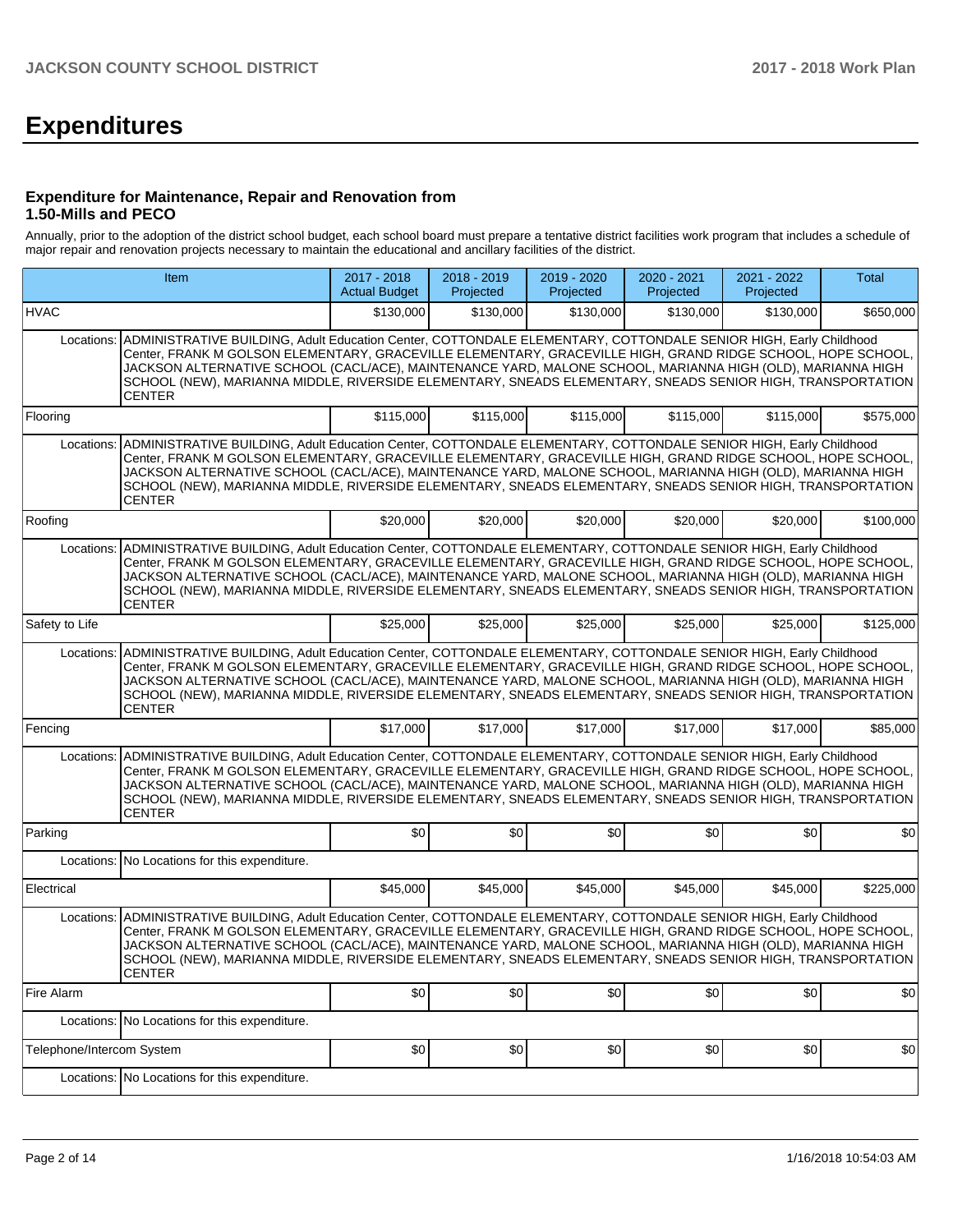# Expenditures

### Expenditure for Maintenance, Repair and Renovation from 1.50-Mills and PECO

Annually, prior to the adoption of the district school budget, each school board must prepare a tentative district facilities work program that includes a schedule of major repair and renovation projects necessary to maintain the educational and ancillary facilities of the district.

| Item | | 2017 - 2018 Actual Budget | 2018 - 2019 Projected | 2019 - 2020 Projected | 2020 - 2021 Projected | 2021 - 2022 Projected | Total |
|---|---|---|---|---|---|---|---|
| HVAC | | $130,000 | $130,000 | $130,000 | $130,000 | $130,000 | $650,000 |
| Locations: | ADMINISTRATIVE BUILDING, Adult Education Center, COTTONDALE ELEMENTARY, COTTONDALE SENIOR HIGH, Early Childhood Center, FRANK M GOLSON ELEMENTARY, GRACEVILLE ELEMENTARY, GRACEVILLE HIGH, GRAND RIDGE SCHOOL, HOPE SCHOOL, JACKSON ALTERNATIVE SCHOOL (CACL/ACE), MAINTENANCE YARD, MALONE SCHOOL, MARIANNA HIGH (OLD), MARIANNA HIGH SCHOOL (NEW), MARIANNA MIDDLE, RIVERSIDE ELEMENTARY, SNEADS ELEMENTARY, SNEADS SENIOR HIGH, TRANSPORTATION CENTER | | | | | | |
| Flooring | | $115,000 | $115,000 | $115,000 | $115,000 | $115,000 | $575,000 |
| Locations: | ADMINISTRATIVE BUILDING, Adult Education Center, COTTONDALE ELEMENTARY, COTTONDALE SENIOR HIGH, Early Childhood Center, FRANK M GOLSON ELEMENTARY, GRACEVILLE ELEMENTARY, GRACEVILLE HIGH, GRAND RIDGE SCHOOL, HOPE SCHOOL, JACKSON ALTERNATIVE SCHOOL (CACL/ACE), MAINTENANCE YARD, MALONE SCHOOL, MARIANNA HIGH (OLD), MARIANNA HIGH SCHOOL (NEW), MARIANNA MIDDLE, RIVERSIDE ELEMENTARY, SNEADS ELEMENTARY, SNEADS SENIOR HIGH, TRANSPORTATION CENTER | | | | | | |
| Roofing | | $20,000 | $20,000 | $20,000 | $20,000 | $20,000 | $100,000 |
| Locations: | ADMINISTRATIVE BUILDING, Adult Education Center, COTTONDALE ELEMENTARY, COTTONDALE SENIOR HIGH, Early Childhood Center, FRANK M GOLSON ELEMENTARY, GRACEVILLE ELEMENTARY, GRACEVILLE HIGH, GRAND RIDGE SCHOOL, HOPE SCHOOL, JACKSON ALTERNATIVE SCHOOL (CACL/ACE), MAINTENANCE YARD, MALONE SCHOOL, MARIANNA HIGH (OLD), MARIANNA HIGH SCHOOL (NEW), MARIANNA MIDDLE, RIVERSIDE ELEMENTARY, SNEADS ELEMENTARY, SNEADS SENIOR HIGH, TRANSPORTATION CENTER | | | | | | |
| Safety to Life | | $25,000 | $25,000 | $25,000 | $25,000 | $25,000 | $125,000 |
| Locations: | ADMINISTRATIVE BUILDING, Adult Education Center, COTTONDALE ELEMENTARY, COTTONDALE SENIOR HIGH, Early Childhood Center, FRANK M GOLSON ELEMENTARY, GRACEVILLE ELEMENTARY, GRACEVILLE HIGH, GRAND RIDGE SCHOOL, HOPE SCHOOL, JACKSON ALTERNATIVE SCHOOL (CACL/ACE), MAINTENANCE YARD, MALONE SCHOOL, MARIANNA HIGH (OLD), MARIANNA HIGH SCHOOL (NEW), MARIANNA MIDDLE, RIVERSIDE ELEMENTARY, SNEADS ELEMENTARY, SNEADS SENIOR HIGH, TRANSPORTATION CENTER | | | | | | |
| Fencing | | $17,000 | $17,000 | $17,000 | $17,000 | $17,000 | $85,000 |
| Locations: | ADMINISTRATIVE BUILDING, Adult Education Center, COTTONDALE ELEMENTARY, COTTONDALE SENIOR HIGH, Early Childhood Center, FRANK M GOLSON ELEMENTARY, GRACEVILLE ELEMENTARY, GRACEVILLE HIGH, GRAND RIDGE SCHOOL, HOPE SCHOOL, JACKSON ALTERNATIVE SCHOOL (CACL/ACE), MAINTENANCE YARD, MALONE SCHOOL, MARIANNA HIGH (OLD), MARIANNA HIGH SCHOOL (NEW), MARIANNA MIDDLE, RIVERSIDE ELEMENTARY, SNEADS ELEMENTARY, SNEADS SENIOR HIGH, TRANSPORTATION CENTER | | | | | | |
| Parking | | $0 | $0 | $0 | $0 | $0 | $0 |
| Locations: | No Locations for this expenditure. | | | | | | |
| Electrical | | $45,000 | $45,000 | $45,000 | $45,000 | $45,000 | $225,000 |
| Locations: | ADMINISTRATIVE BUILDING, Adult Education Center, COTTONDALE ELEMENTARY, COTTONDALE SENIOR HIGH, Early Childhood Center, FRANK M GOLSON ELEMENTARY, GRACEVILLE ELEMENTARY, GRACEVILLE HIGH, GRAND RIDGE SCHOOL, HOPE SCHOOL, JACKSON ALTERNATIVE SCHOOL (CACL/ACE), MAINTENANCE YARD, MALONE SCHOOL, MARIANNA HIGH (OLD), MARIANNA HIGH SCHOOL (NEW), MARIANNA MIDDLE, RIVERSIDE ELEMENTARY, SNEADS ELEMENTARY, SNEADS SENIOR HIGH, TRANSPORTATION CENTER | | | | | | |
| Fire Alarm | | $0 | $0 | $0 | $0 | $0 | $0 |
| Locations: | No Locations for this expenditure. | | | | | | |
| Telephone/Intercom System | | $0 | $0 | $0 | $0 | $0 | $0 |
| Locations: | No Locations for this expenditure. | | | | | | |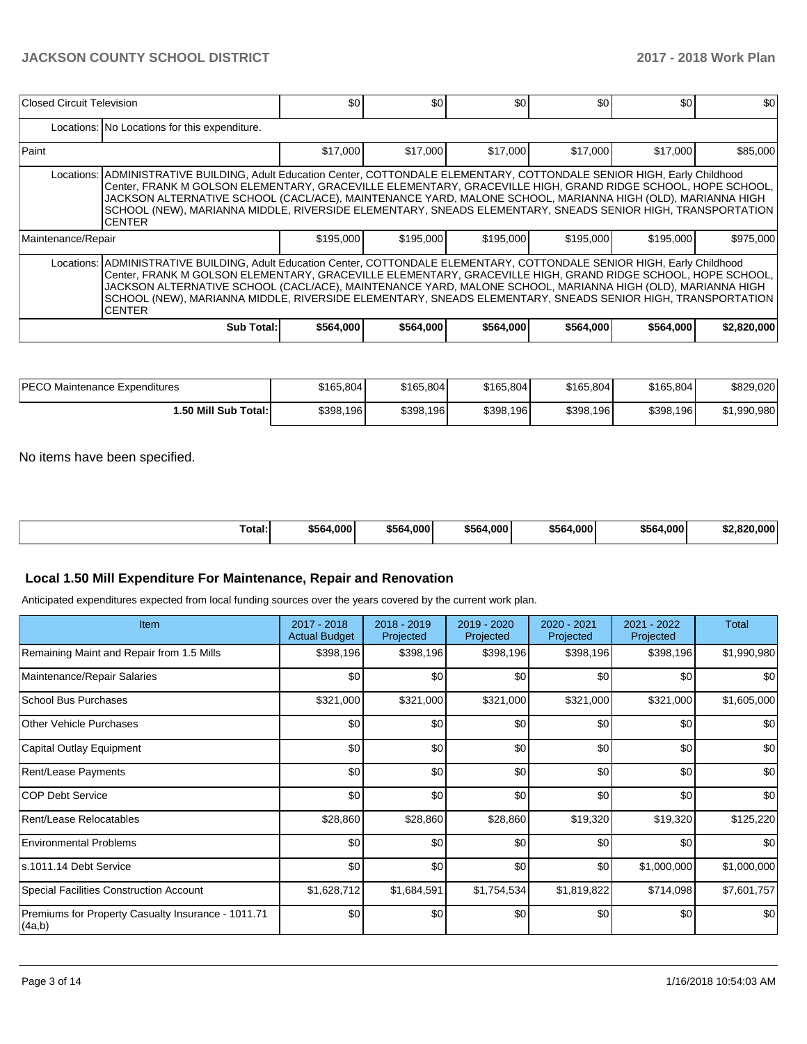| Closed Circuit Television | | $0 | $0 | $0 | $0 | $0 | $0 |
|---|---|---|---|---|---|---|---|
| | Locations: No Locations for this expenditure. | | | | | | |
| Paint | | $17,000 | $17,000 | $17,000 | $17,000 | $17,000 | $85,000 |
| | Locations: ADMINISTRATIVE BUILDING, Adult Education Center, COTTONDALE ELEMENTARY, COTTONDALE SENIOR HIGH, Early Childhood Center, FRANK M GOLSON ELEMENTARY, GRACEVILLE ELEMENTARY, GRACEVILLE HIGH, GRAND RIDGE SCHOOL, HOPE SCHOOL, JACKSON ALTERNATIVE SCHOOL (CACL/ACE), MAINTENANCE YARD, MALONE SCHOOL, MARIANNA HIGH (OLD), MARIANNA HIGH SCHOOL (NEW), MARIANNA MIDDLE, RIVERSIDE ELEMENTARY, SNEADS ELEMENTARY, SNEADS SENIOR HIGH, TRANSPORTATION CENTER | | | | | | |
| Maintenance/Repair | | $195,000 | $195,000 | $195,000 | $195,000 | $195,000 | $975,000 |
| | Locations: ADMINISTRATIVE BUILDING, Adult Education Center, COTTONDALE ELEMENTARY, COTTONDALE SENIOR HIGH, Early Childhood Center, FRANK M GOLSON ELEMENTARY, GRACEVILLE ELEMENTARY, GRACEVILLE HIGH, GRAND RIDGE SCHOOL, HOPE SCHOOL, JACKSON ALTERNATIVE SCHOOL (CACL/ACE), MAINTENANCE YARD, MALONE SCHOOL, MARIANNA HIGH (OLD), MARIANNA HIGH SCHOOL (NEW), MARIANNA MIDDLE, RIVERSIDE ELEMENTARY, SNEADS ELEMENTARY, SNEADS SENIOR HIGH, TRANSPORTATION CENTER | | | | | | |
| | **Sub Total:** | **$564,000** | **$564,000** | **$564,000** | **$564,000** | **$564,000** | **$2,820,000** |

| PECO Maintenance Expenditures | $165,804 | $165,804 | $165,804 | $165,804 | $165,804 | $829,020 |
|---|---|---|---|---|---|---|
| **1.50 Mill Sub Total:** | $398,196 | $398,196 | $398,196 | $398,196 | $398,196 | $1,990,980 |

No items have been specified.

| **Total:** | **$564,000** | **$564,000** | **$564,000** | **$564,000** | **$564,000** | **$2,820,000** |
|---|---|---|---|---|---|---|

## Local 1.50 Mill Expenditure For Maintenance, Repair and Renovation

Anticipated expenditures expected from local funding sources over the years covered by the current work plan.

| Item | 2017 - 2018 Actual Budget | 2018 - 2019 Projected | 2019 - 2020 Projected | 2020 - 2021 Projected | 2021 - 2022 Projected | Total |
|---|---|---|---|---|---|---|
| Remaining Maint and Repair from 1.5 Mills | $398,196 | $398,196 | $398,196 | $398,196 | $398,196 | $1,990,980 |
| Maintenance/Repair Salaries | $0 | $0 | $0 | $0 | $0 | $0 |
| School Bus Purchases | $321,000 | $321,000 | $321,000 | $321,000 | $321,000 | $1,605,000 |
| Other Vehicle Purchases | $0 | $0 | $0 | $0 | $0 | $0 |
| Capital Outlay Equipment | $0 | $0 | $0 | $0 | $0 | $0 |
| Rent/Lease Payments | $0 | $0 | $0 | $0 | $0 | $0 |
| COP Debt Service | $0 | $0 | $0 | $0 | $0 | $0 |
| Rent/Lease Relocatables | $28,860 | $28,860 | $28,860 | $19,320 | $19,320 | $125,220 |
| Environmental Problems | $0 | $0 | $0 | $0 | $0 | $0 |
| s.1011.14 Debt Service | $0 | $0 | $0 | $0 | $1,000,000 | $1,000,000 |
| Special Facilities Construction Account | $1,628,712 | $1,684,591 | $1,754,534 | $1,819,822 | $714,098 | $7,601,757 |
| Premiums for Property Casualty Insurance - 1011.71 (4a,b) | $0 | $0 | $0 | $0 | $0 | $0 |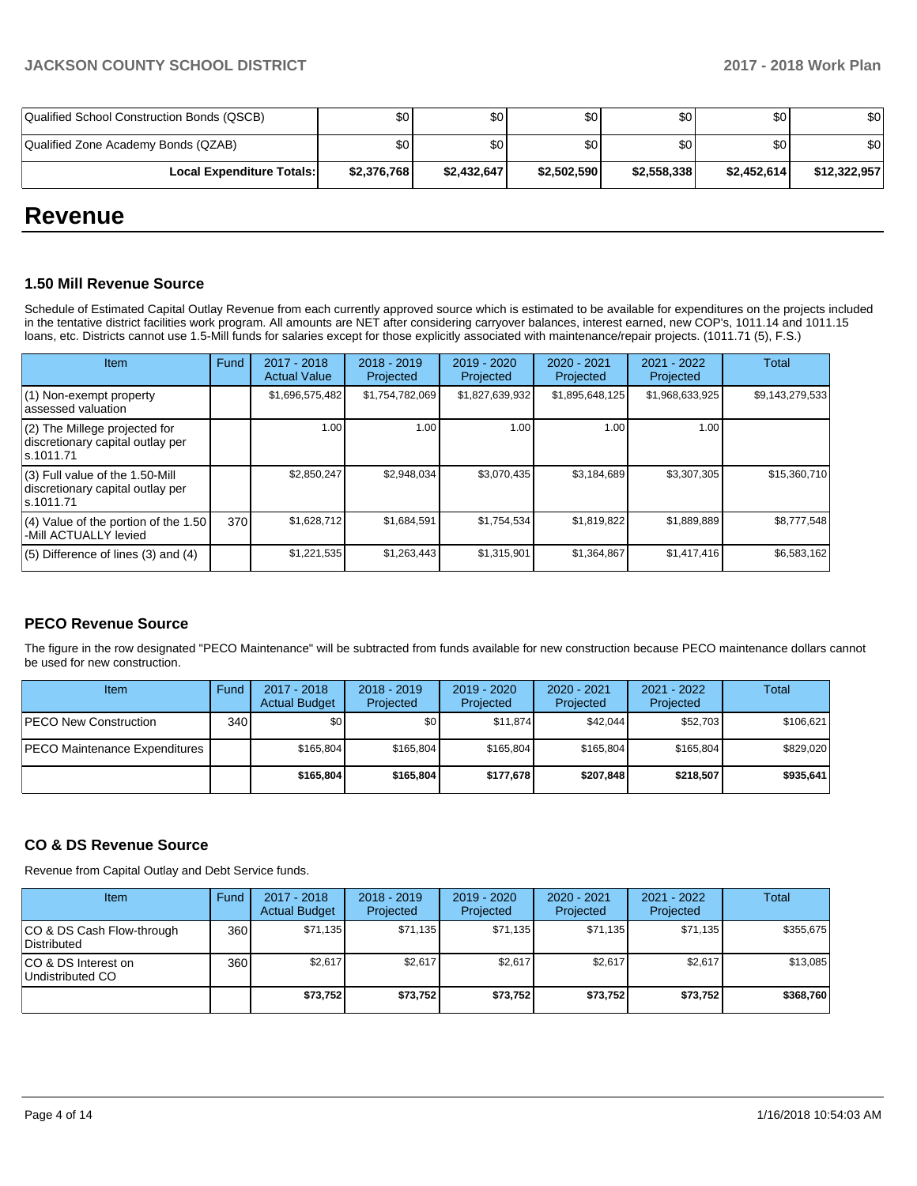| | | | | | | |
|---|---|---|---|---|---|---|
| Qualified School Construction Bonds (QSCB) | $0 | $0 | $0 | $0 | $0 | $0 |
| Qualified Zone Academy Bonds (QZAB) | $0 | $0 | $0 | $0 | $0 | $0 |
| **Local Expenditure Totals:** | **$2,376,768** | **$2,432,647** | **$2,502,590** | **$2,558,338** | **$2,452,614** | **$12,322,957** |

# Revenue

### 1.50 Mill Revenue Source

Schedule of Estimated Capital Outlay Revenue from each currently approved source which is estimated to be available for expenditures on the projects included in the tentative district facilities work program. All amounts are NET after considering carryover balances, interest earned, new COP's, 1011.14 and 1011.15 loans, etc. Districts cannot use 1.5-Mill funds for salaries except for those explicitly associated with maintenance/repair projects. (1011.71 (5), F.S.)

| Item | Fund | 2017 - 2018 Actual Value | 2018 - 2019 Projected | 2019 - 2020 Projected | 2020 - 2021 Projected | 2021 - 2022 Projected | Total |
|---|---|---|---|---|---|---|---|
| (1) Non-exempt property assessed valuation | | $1,696,575,482 | $1,754,782,069 | $1,827,639,932 | $1,895,648,125 | $1,968,633,925 | $9,143,279,533 |
| (2) The Millege projected for discretionary capital outlay per s.1011.71 | | 1.00 | 1.00 | 1.00 | 1.00 | 1.00 | |
| (3) Full value of the 1.50-Mill discretionary capital outlay per s.1011.71 | | $2,850,247 | $2,948,034 | $3,070,435 | $3,184,689 | $3,307,305 | $15,360,710 |
| (4) Value of the portion of the 1.50 -Mill ACTUALLY levied | 370 | $1,628,712 | $1,684,591 | $1,754,534 | $1,819,822 | $1,889,889 | $8,777,548 |
| (5) Difference of lines (3) and (4) | | $1,221,535 | $1,263,443 | $1,315,901 | $1,364,867 | $1,417,416 | $6,583,162 |

### PECO Revenue Source

The figure in the row designated "PECO Maintenance" will be subtracted from funds available for new construction because PECO maintenance dollars cannot be used for new construction.

| Item | Fund | 2017 - 2018 Actual Budget | 2018 - 2019 Projected | 2019 - 2020 Projected | 2020 - 2021 Projected | 2021 - 2022 Projected | Total |
|---|---|---|---|---|---|---|---|
| PECO New Construction | 340 | $0 | $0 | $11,874 | $42,044 | $52,703 | $106,621 |
| PECO Maintenance Expenditures | | $165,804 | $165,804 | $165,804 | $165,804 | $165,804 | $829,020 |
| | | **$165,804** | **$165,804** | **$177,678** | **$207,848** | **$218,507** | **$935,641** |

### CO & DS Revenue Source

Revenue from Capital Outlay and Debt Service funds.

| Item | Fund | 2017 - 2018 Actual Budget | 2018 - 2019 Projected | 2019 - 2020 Projected | 2020 - 2021 Projected | 2021 - 2022 Projected | Total |
|---|---|---|---|---|---|---|---|
| CO & DS Cash Flow-through Distributed | 360 | $71,135 | $71,135 | $71,135 | $71,135 | $71,135 | $355,675 |
| CO & DS Interest on Undistributed CO | 360 | $2,617 | $2,617 | $2,617 | $2,617 | $2,617 | $13,085 |
| | | **$73,752** | **$73,752** | **$73,752** | **$73,752** | **$73,752** | **$368,760** |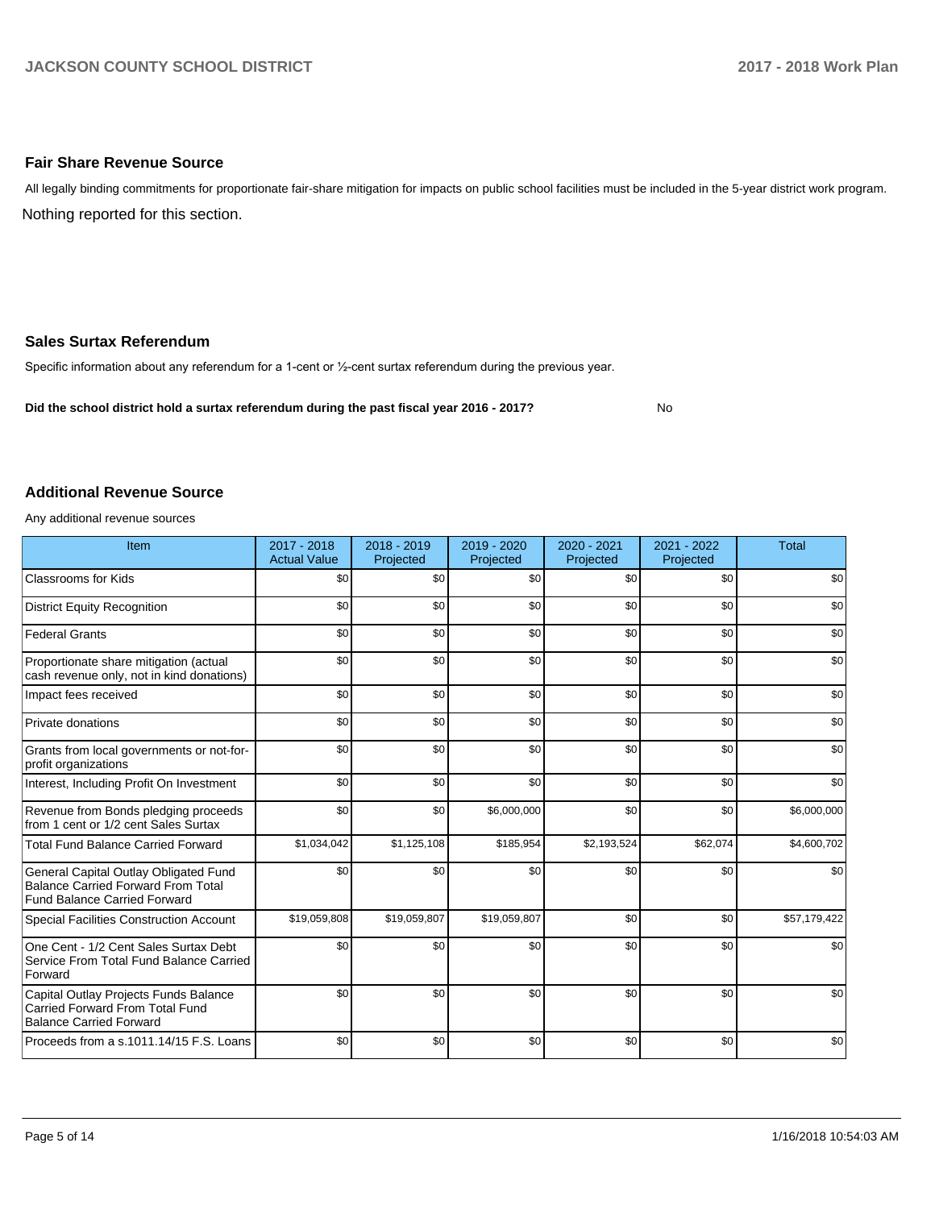## Fair Share Revenue Source

All legally binding commitments for proportionate fair-share mitigation for impacts on public school facilities must be included in the 5-year district work program.

Nothing reported for this section.

## Sales Surtax Referendum

Specific information about any referendum for a 1-cent or ½-cent surtax referendum during the previous year.

**Did the school district hold a surtax referendum during the past fiscal year 2016 - 2017?** No

## Additional Revenue Source

Any additional revenue sources

| Item | 2017 - 2018 Actual Value | 2018 - 2019 Projected | 2019 - 2020 Projected | 2020 - 2021 Projected | 2021 - 2022 Projected | Total |
|---|---|---|---|---|---|---|
| Classrooms for Kids | $0 | $0 | $0 | $0 | $0 | $0 |
| District Equity Recognition | $0 | $0 | $0 | $0 | $0 | $0 |
| Federal Grants | $0 | $0 | $0 | $0 | $0 | $0 |
| Proportionate share mitigation (actual cash revenue only, not in kind donations) | $0 | $0 | $0 | $0 | $0 | $0 |
| Impact fees received | $0 | $0 | $0 | $0 | $0 | $0 |
| Private donations | $0 | $0 | $0 | $0 | $0 | $0 |
| Grants from local governments or not-for-profit organizations | $0 | $0 | $0 | $0 | $0 | $0 |
| Interest, Including Profit On Investment | $0 | $0 | $0 | $0 | $0 | $0 |
| Revenue from Bonds pledging proceeds from 1 cent or 1/2 cent Sales Surtax | $0 | $0 | $6,000,000 | $0 | $0 | $6,000,000 |
| Total Fund Balance Carried Forward | $1,034,042 | $1,125,108 | $185,954 | $2,193,524 | $62,074 | $4,600,702 |
| General Capital Outlay Obligated Fund Balance Carried Forward From Total Fund Balance Carried Forward | $0 | $0 | $0 | $0 | $0 | $0 |
| Special Facilities Construction Account | $19,059,808 | $19,059,807 | $19,059,807 | $0 | $0 | $57,179,422 |
| One Cent - 1/2 Cent Sales Surtax Debt Service From Total Fund Balance Carried Forward | $0 | $0 | $0 | $0 | $0 | $0 |
| Capital Outlay Projects Funds Balance Carried Forward From Total Fund Balance Carried Forward | $0 | $0 | $0 | $0 | $0 | $0 |
| Proceeds from a s.1011.14/15 F.S. Loans | $0 | $0 | $0 | $0 | $0 | $0 |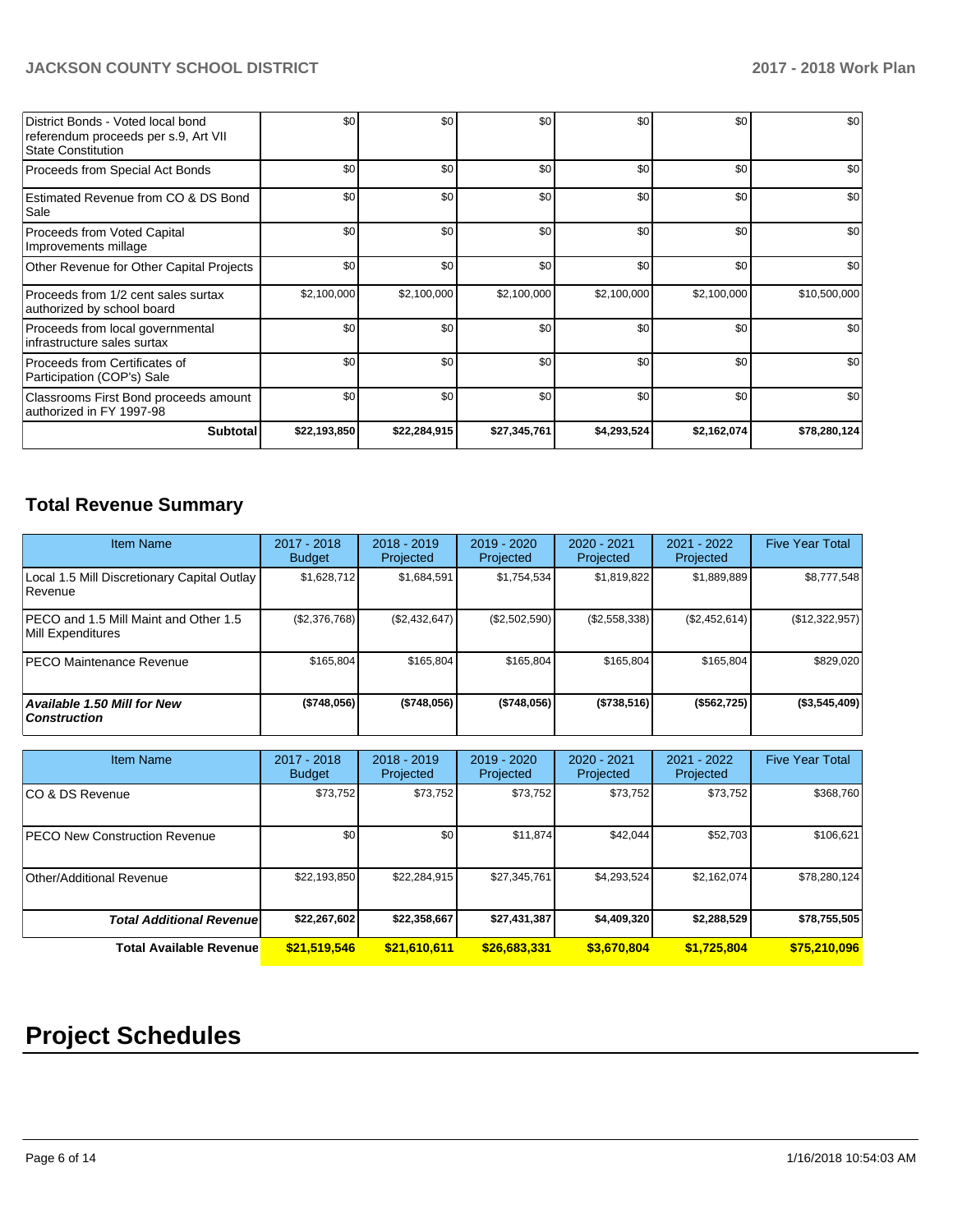| | | | | | | |
|---|---|---|---|---|---|---|
| District Bonds - Voted local bond referendum proceeds per s.9, Art VII State Constitution | $0 | $0 | $0 | $0 | $0 | $0 |
| Proceeds from Special Act Bonds | $0 | $0 | $0 | $0 | $0 | $0 |
| Estimated Revenue from CO & DS Bond Sale | $0 | $0 | $0 | $0 | $0 | $0 |
| Proceeds from Voted Capital Improvements millage | $0 | $0 | $0 | $0 | $0 | $0 |
| Other Revenue for Other Capital Projects | $0 | $0 | $0 | $0 | $0 | $0 |
| Proceeds from 1/2 cent sales surtax authorized by school board | $2,100,000 | $2,100,000 | $2,100,000 | $2,100,000 | $2,100,000 | $10,500,000 |
| Proceeds from local governmental infrastructure sales surtax | $0 | $0 | $0 | $0 | $0 | $0 |
| Proceeds from Certificates of Participation (COP's) Sale | $0 | $0 | $0 | $0 | $0 | $0 |
| Classrooms First Bond proceeds amount authorized in FY 1997-98 | $0 | $0 | $0 | $0 | $0 | $0 |
| **Subtotal** | **$22,193,850** | **$22,284,915** | **$27,345,761** | **$4,293,524** | **$2,162,074** | **$78,280,124** |

## Total Revenue Summary

| Item Name | 2017 - 2018 Budget | 2018 - 2019 Projected | 2019 - 2020 Projected | 2020 - 2021 Projected | 2021 - 2022 Projected | Five Year Total |
|---|---|---|---|---|---|---|
| Local 1.5 Mill Discretionary Capital Outlay Revenue | $1,628,712 | $1,684,591 | $1,754,534 | $1,819,822 | $1,889,889 | $8,777,548 |
| PECO and 1.5 Mill Maint and Other 1.5 Mill Expenditures | ($2,376,768) | ($2,432,647) | ($2,502,590) | ($2,558,338) | ($2,452,614) | ($12,322,957) |
| PECO Maintenance Revenue | $165,804 | $165,804 | $165,804 | $165,804 | $165,804 | $829,020 |
| ***Available 1.50 Mill for New Construction*** | **($748,056)** | **($748,056)** | **($748,056)** | **($738,516)** | **($562,725)** | **($3,545,409)** |

| Item Name | 2017 - 2018 Budget | 2018 - 2019 Projected | 2019 - 2020 Projected | 2020 - 2021 Projected | 2021 - 2022 Projected | Five Year Total |
|---|---|---|---|---|---|---|
| CO & DS Revenue | $73,752 | $73,752 | $73,752 | $73,752 | $73,752 | $368,760 |
| PECO New Construction Revenue | $0 | $0 | $11,874 | $42,044 | $52,703 | $106,621 |
| Other/Additional Revenue | $22,193,850 | $22,284,915 | $27,345,761 | $4,293,524 | $2,162,074 | $78,280,124 |
| ***Total Additional Revenue*** | **$22,267,602** | **$22,358,667** | **$27,431,387** | **$4,409,320** | **$2,288,529** | **$78,755,505** |
| **Total Available Revenue** | **$21,519,546** | **$21,610,611** | **$26,683,331** | **$3,670,804** | **$1,725,804** | **$75,210,096** |

# Project Schedules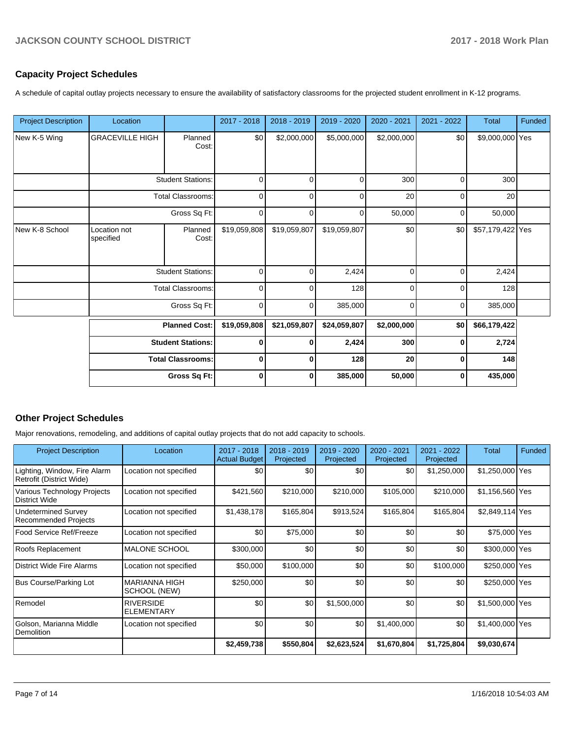## Capacity Project Schedules

A schedule of capital outlay projects necessary to ensure the availability of satisfactory classrooms for the projected student enrollment in K-12 programs.

| Project Description | Location | | 2017 - 2018 | 2018 - 2019 | 2019 - 2020 | 2020 - 2021 | 2021 - 2022 | Total | Funded |
|---|---|---|---|---|---|---|---|---|---|
| New K-5 Wing | GRACEVILLE HIGH | Planned Cost: | $0 | $2,000,000 | $5,000,000 | $2,000,000 | $0 | $9,000,000 | Yes |
| | | Student Stations: | 0 | 0 | 0 | 300 | 0 | 300 | |
| | | Total Classrooms: | 0 | 0 | 0 | 20 | 0 | 20 | |
| | | Gross Sq Ft: | 0 | 0 | 0 | 50,000 | 0 | 50,000 | |
| New K-8 School | Location not specified | Planned Cost: | $19,059,808 | $19,059,807 | $19,059,807 | $0 | $0 | $57,179,422 | Yes |
| | | Student Stations: | 0 | 0 | 2,424 | 0 | 0 | 2,424 | |
| | | Total Classrooms: | 0 | 0 | 128 | 0 | 0 | 128 | |
| | | Gross Sq Ft: | 0 | 0 | 385,000 | 0 | 0 | 385,000 | |
| | | **Planned Cost:** | **$19,059,808** | **$21,059,807** | **$24,059,807** | **$2,000,000** | **$0** | **$66,179,422** | |
| | | **Student Stations:** | **0** | **0** | **2,424** | **300** | **0** | **2,724** | |
| | | **Total Classrooms:** | **0** | **0** | **128** | **20** | **0** | **148** | |
| | | **Gross Sq Ft:** | **0** | **0** | **385,000** | **50,000** | **0** | **435,000** | |

## Other Project Schedules

Major renovations, remodeling, and additions of capital outlay projects that do not add capacity to schools.

| Project Description | Location | 2017 - 2018 Actual Budget | 2018 - 2019 Projected | 2019 - 2020 Projected | 2020 - 2021 Projected | 2021 - 2022 Projected | Total | Funded |
|---|---|---|---|---|---|---|---|---|
| Lighting, Window, Fire Alarm Retrofit (District Wide) | Location not specified | $0 | $0 | $0 | $0 | $1,250,000 | $1,250,000 | Yes |
| Various Technology Projects District Wide | Location not specified | $421,560 | $210,000 | $210,000 | $105,000 | $210,000 | $1,156,560 | Yes |
| Undetermined Survey Recommended Projects | Location not specified | $1,438,178 | $165,804 | $913,524 | $165,804 | $165,804 | $2,849,114 | Yes |
| Food Service Ref/Freeze | Location not specified | $0 | $75,000 | $0 | $0 | $0 | $75,000 | Yes |
| Roofs Replacement | MALONE SCHOOL | $300,000 | $0 | $0 | $0 | $0 | $300,000 | Yes |
| District Wide Fire Alarms | Location not specified | $50,000 | $100,000 | $0 | $0 | $100,000 | $250,000 | Yes |
| Bus Course/Parking Lot | MARIANNA HIGH SCHOOL (NEW) | $250,000 | $0 | $0 | $0 | $0 | $250,000 | Yes |
| Remodel | RIVERSIDE ELEMENTARY | $0 | $0 | $1,500,000 | $0 | $0 | $1,500,000 | Yes |
| Golson, Marianna Middle Demolition | Location not specified | $0 | $0 | $0 | $1,400,000 | $0 | $1,400,000 | Yes |
| | | **$2,459,738** | **$550,804** | **$2,623,524** | **$1,670,804** | **$1,725,804** | **$9,030,674** | |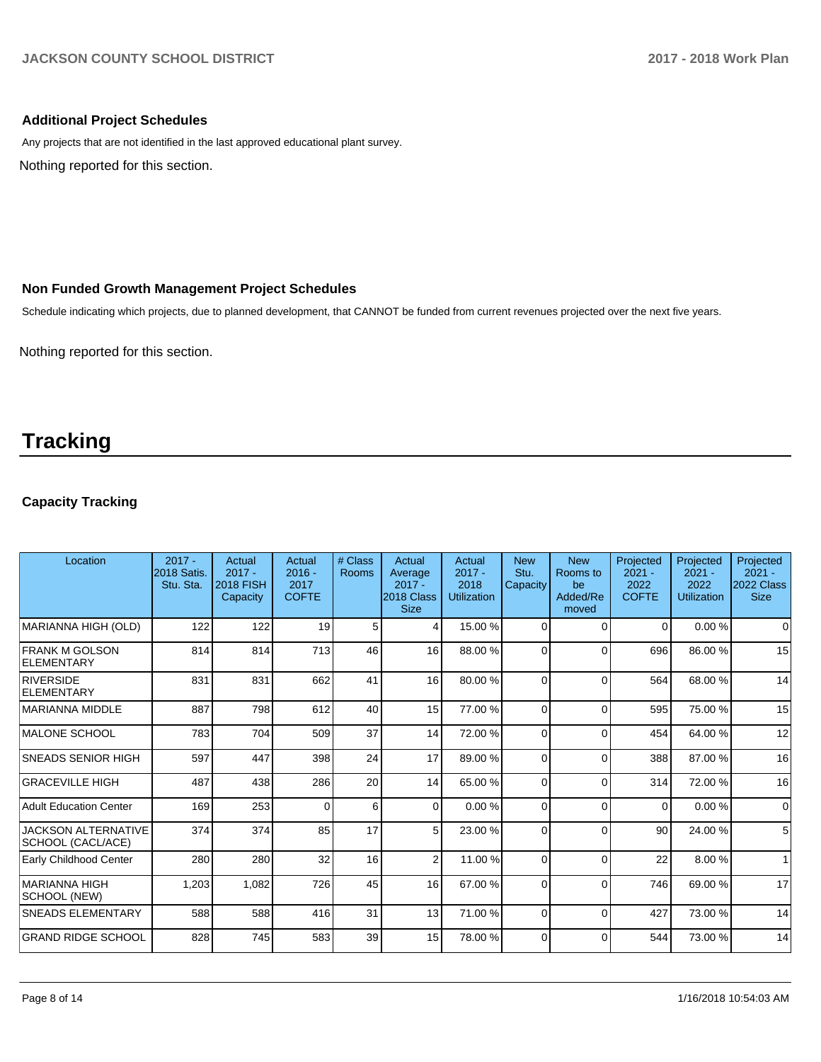### Additional Project Schedules

Any projects that are not identified in the last approved educational plant survey.

Nothing reported for this section.

### Non Funded Growth Management Project Schedules

Schedule indicating which projects, due to planned development, that CANNOT be funded from current revenues projected over the next five years.

Nothing reported for this section.

# Tracking

### Capacity Tracking

| Location | 2017 - 2018 Satis. Stu. Sta. | Actual 2017 - 2018 FISH Capacity | Actual 2016 - 2017 COFTE | # Class Rooms | Actual Average 2017 - 2018 Class Size | Actual 2017 - 2018 Utilization | New Stu. Capacity | New Rooms to be Added/Removed | Projected 2021 - 2022 COFTE | Projected 2021 - 2022 Utilization | Projected 2021 - 2022 Class Size |
|---|---|---|---|---|---|---|---|---|---|---|---|
| MARIANNA HIGH (OLD) | 122 | 122 | 19 | 5 | 4 | 15.00 % | 0 | 0 | 0 | 0.00 % | 0 |
| FRANK M GOLSON ELEMENTARY | 814 | 814 | 713 | 46 | 16 | 88.00 % | 0 | 0 | 696 | 86.00 % | 15 |
| RIVERSIDE ELEMENTARY | 831 | 831 | 662 | 41 | 16 | 80.00 % | 0 | 0 | 564 | 68.00 % | 14 |
| MARIANNA MIDDLE | 887 | 798 | 612 | 40 | 15 | 77.00 % | 0 | 0 | 595 | 75.00 % | 15 |
| MALONE SCHOOL | 783 | 704 | 509 | 37 | 14 | 72.00 % | 0 | 0 | 454 | 64.00 % | 12 |
| SNEADS SENIOR HIGH | 597 | 447 | 398 | 24 | 17 | 89.00 % | 0 | 0 | 388 | 87.00 % | 16 |
| GRACEVILLE HIGH | 487 | 438 | 286 | 20 | 14 | 65.00 % | 0 | 0 | 314 | 72.00 % | 16 |
| Adult Education Center | 169 | 253 | 0 | 6 | 0 | 0.00 % | 0 | 0 | 0 | 0.00 % | 0 |
| JACKSON ALTERNATIVE SCHOOL (CACL/ACE) | 374 | 374 | 85 | 17 | 5 | 23.00 % | 0 | 0 | 90 | 24.00 % | 5 |
| Early Childhood Center | 280 | 280 | 32 | 16 | 2 | 11.00 % | 0 | 0 | 22 | 8.00 % | 1 |
| MARIANNA HIGH SCHOOL (NEW) | 1,203 | 1,082 | 726 | 45 | 16 | 67.00 % | 0 | 0 | 746 | 69.00 % | 17 |
| SNEADS ELEMENTARY | 588 | 588 | 416 | 31 | 13 | 71.00 % | 0 | 0 | 427 | 73.00 % | 14 |
| GRAND RIDGE SCHOOL | 828 | 745 | 583 | 39 | 15 | 78.00 % | 0 | 0 | 544 | 73.00 % | 14 |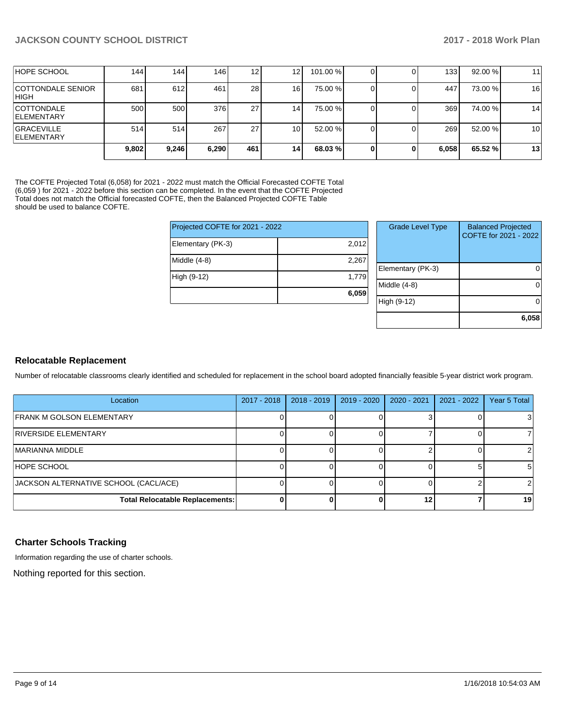| | | | | | | | | | | | |
|---|---|---|---|---|---|---|---|---|---|---|---|
| HOPE SCHOOL | 144 | 144 | 146 | 12 | 12 | 101.00 % | 0 | 0 | 133 | 92.00 % | 11 |
| COTTONDALE SENIOR HIGH | 681 | 612 | 461 | 28 | 16 | 75.00 % | 0 | 0 | 447 | 73.00 % | 16 |
| COTTONDALE ELEMENTARY | 500 | 500 | 376 | 27 | 14 | 75.00 % | 0 | 0 | 369 | 74.00 % | 14 |
| GRACEVILLE ELEMENTARY | 514 | 514 | 267 | 27 | 10 | 52.00 % | 0 | 0 | 269 | 52.00 % | 10 |
| | **9,802** | **9,246** | **6,290** | **461** | **14** | **68.03 %** | **0** | **0** | **6,058** | **65.52 %** | **13** |

The COFTE Projected Total (6,058) for 2021 - 2022 must match the Official Forecasted COFTE Total (6,059 ) for 2021 - 2022 before this section can be completed. In the event that the COFTE Projected Total does not match the Official forecasted COFTE, then the Balanced Projected COFTE Table should be used to balance COFTE.

| Projected COFTE for 2021 - 2022 | |
|---|---|
| Elementary (PK-3) | 2,012 |
| Middle (4-8) | 2,267 |
| High (9-12) | 1,779 |
| | **6,059** |

| Grade Level Type | Balanced Projected COFTE for 2021 - 2022 |
|---|---|
| Elementary (PK-3) | 0 |
| Middle (4-8) | 0 |
| High (9-12) | 0 |
| | **6,058** |

## Relocatable Replacement

Number of relocatable classrooms clearly identified and scheduled for replacement in the school board adopted financially feasible 5-year district work program.

| Location | 2017 - 2018 | 2018 - 2019 | 2019 - 2020 | 2020 - 2021 | 2021 - 2022 | Year 5 Total |
|---|---|---|---|---|---|---|
| FRANK M GOLSON ELEMENTARY | 0 | 0 | 0 | 3 | 0 | 3 |
| RIVERSIDE ELEMENTARY | 0 | 0 | 0 | 7 | 0 | 7 |
| MARIANNA MIDDLE | 0 | 0 | 0 | 2 | 0 | 2 |
| HOPE SCHOOL | 0 | 0 | 0 | 0 | 5 | 5 |
| JACKSON ALTERNATIVE SCHOOL (CACL/ACE) | 0 | 0 | 0 | 0 | 2 | 2 |
| **Total Relocatable Replacements:** | **0** | **0** | **0** | **12** | **7** | **19** |

## Charter Schools Tracking

Information regarding the use of charter schools.

Nothing reported for this section.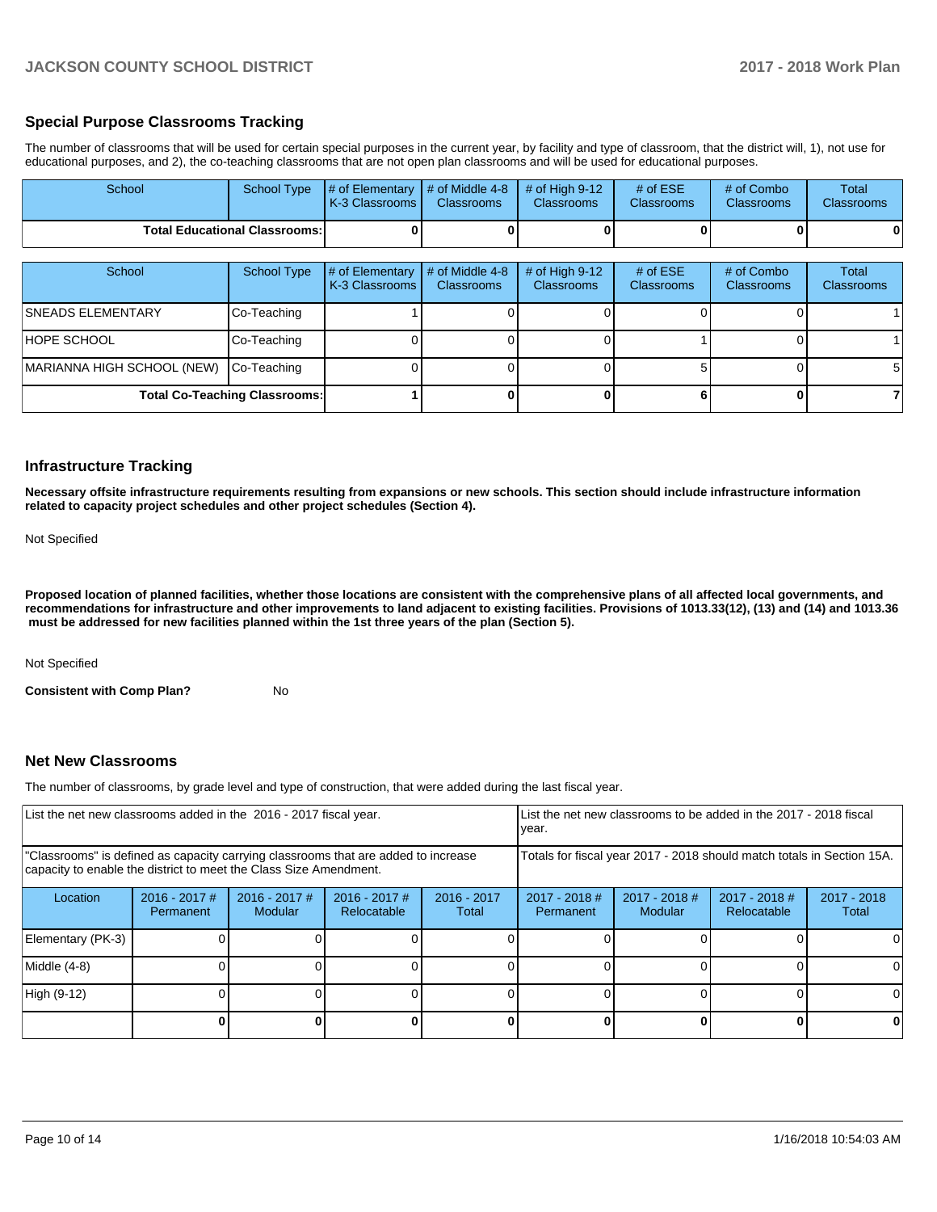## Special Purpose Classrooms Tracking

The number of classrooms that will be used for certain special purposes in the current year, by facility and type of classroom, that the district will, 1), not use for educational purposes, and 2), the co-teaching classrooms that are not open plan classrooms and will be used for educational purposes.

| School | School Type | # of Elementary K-3 Classrooms | # of Middle 4-8 Classrooms | # of High 9-12 Classrooms | # of ESE Classrooms | # of Combo Classrooms | Total Classrooms |
|---|---|---|---|---|---|---|---|
| **Total Educational Classrooms:** | | **0** | **0** | **0** | **0** | **0** | **0** |

| School | School Type | # of Elementary K-3 Classrooms | # of Middle 4-8 Classrooms | # of High 9-12 Classrooms | # of ESE Classrooms | # of Combo Classrooms | Total Classrooms |
|---|---|---|---|---|---|---|---|
| SNEADS ELEMENTARY | Co-Teaching | 1 | 0 | 0 | 0 | 0 | 1 |
| HOPE SCHOOL | Co-Teaching | 0 | 0 | 0 | 1 | 0 | 1 |
| MARIANNA HIGH SCHOOL (NEW) | Co-Teaching | 0 | 0 | 0 | 5 | 0 | 5 |
| **Total Co-Teaching Classrooms:** | | **1** | **0** | **0** | **6** | **0** | **7** |

## Infrastructure Tracking

**Necessary offsite infrastructure requirements resulting from expansions or new schools. This section should include infrastructure information related to capacity project schedules and other project schedules (Section 4).**

Not Specified

**Proposed location of planned facilities, whether those locations are consistent with the comprehensive plans of all affected local governments, and recommendations for infrastructure and other improvements to land adjacent to existing facilities. Provisions of 1013.33(12), (13) and (14) and 1013.36 must be addressed for new facilities planned within the 1st three years of the plan (Section 5).**

Not Specified

**Consistent with Comp Plan?** No

## Net New Classrooms

The number of classrooms, by grade level and type of construction, that were added during the last fiscal year.

| List the net new classrooms added in the 2016 - 2017 fiscal year. | | | | | List the net new classrooms to be added in the 2017 - 2018 fiscal year. | | | |
|---|---|---|---|---|---|---|---|---|
| "Classrooms" is defined as capacity carrying classrooms that are added to increase capacity to enable the district to meet the Class Size Amendment. | | | | | Totals for fiscal year 2017 - 2018 should match totals in Section 15A. | | | |
| Location | 2016 - 2017 # Permanent | 2016 - 2017 # Modular | 2016 - 2017 # Relocatable | 2016 - 2017 Total | 2017 - 2018 # Permanent | 2017 - 2018 # Modular | 2017 - 2018 # Relocatable | 2017 - 2018 Total |
| Elementary (PK-3) | 0 | 0 | 0 | 0 | 0 | 0 | 0 | 0 |
| Middle (4-8) | 0 | 0 | 0 | 0 | 0 | 0 | 0 | 0 |
| High (9-12) | 0 | 0 | 0 | 0 | 0 | 0 | 0 | 0 |
| | **0** | **0** | **0** | **0** | **0** | **0** | **0** | **0** |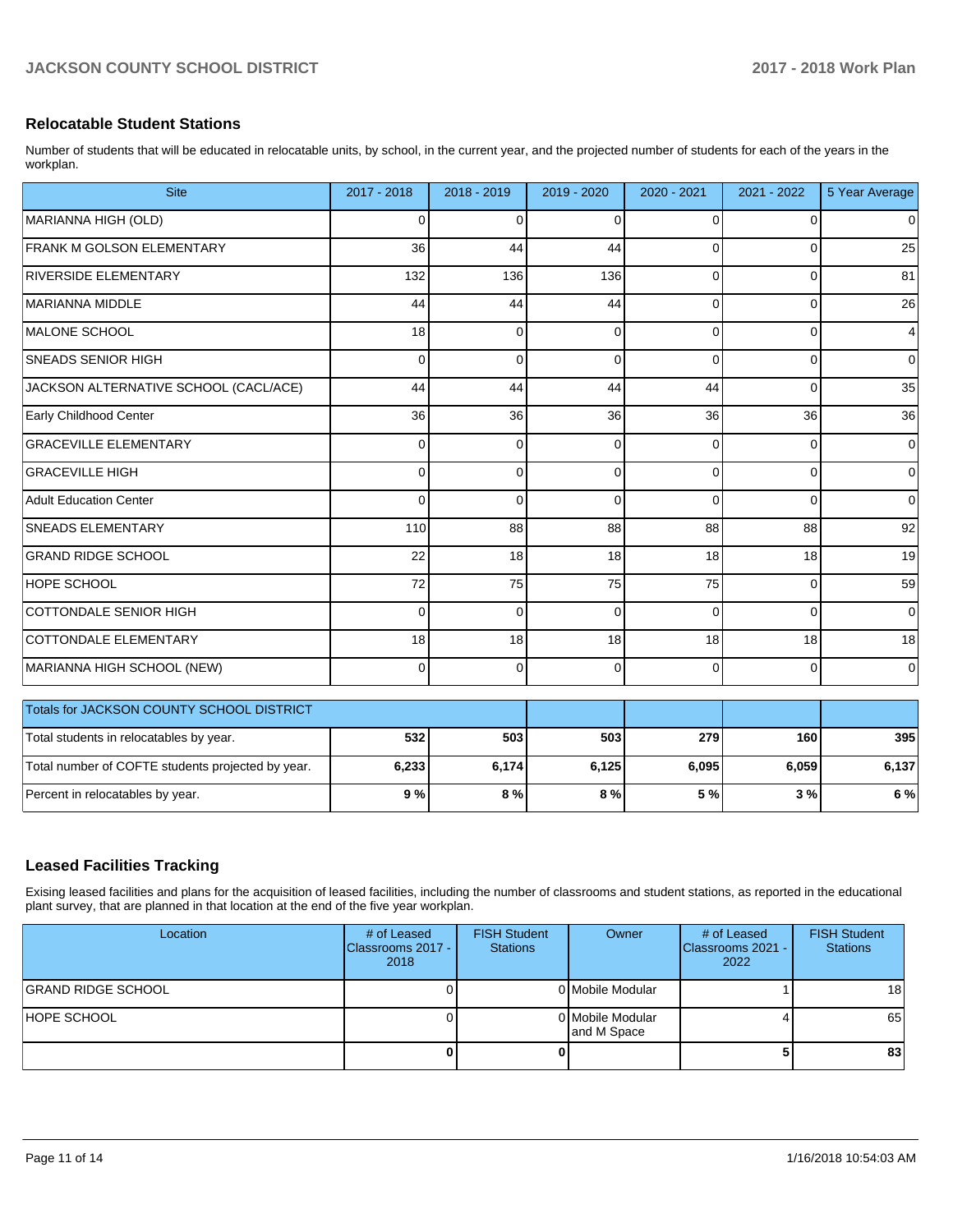## Relocatable Student Stations

Number of students that will be educated in relocatable units, by school, in the current year, and the projected number of students for each of the years in the workplan.

| Site | 2017 - 2018 | 2018 - 2019 | 2019 - 2020 | 2020 - 2021 | 2021 - 2022 | 5 Year Average |
|---|---|---|---|---|---|---|
| MARIANNA HIGH (OLD) | 0 | 0 | 0 | 0 | 0 | 0 |
| FRANK M GOLSON ELEMENTARY | 36 | 44 | 44 | 0 | 0 | 25 |
| RIVERSIDE ELEMENTARY | 132 | 136 | 136 | 0 | 0 | 81 |
| MARIANNA MIDDLE | 44 | 44 | 44 | 0 | 0 | 26 |
| MALONE SCHOOL | 18 | 0 | 0 | 0 | 0 | 4 |
| SNEADS SENIOR HIGH | 0 | 0 | 0 | 0 | 0 | 0 |
| JACKSON ALTERNATIVE SCHOOL (CACL/ACE) | 44 | 44 | 44 | 44 | 0 | 35 |
| Early Childhood Center | 36 | 36 | 36 | 36 | 36 | 36 |
| GRACEVILLE ELEMENTARY | 0 | 0 | 0 | 0 | 0 | 0 |
| GRACEVILLE HIGH | 0 | 0 | 0 | 0 | 0 | 0 |
| Adult Education Center | 0 | 0 | 0 | 0 | 0 | 0 |
| SNEADS ELEMENTARY | 110 | 88 | 88 | 88 | 88 | 92 |
| GRAND RIDGE SCHOOL | 22 | 18 | 18 | 18 | 18 | 19 |
| HOPE SCHOOL | 72 | 75 | 75 | 75 | 0 | 59 |
| COTTONDALE SENIOR HIGH | 0 | 0 | 0 | 0 | 0 | 0 |
| COTTONDALE ELEMENTARY | 18 | 18 | 18 | 18 | 18 | 18 |
| MARIANNA HIGH SCHOOL (NEW) | 0 | 0 | 0 | 0 | 0 | 0 |

| Totals for JACKSON COUNTY SCHOOL DISTRICT | | | | | | |
|---|---|---|---|---|---|---|
| Total students in relocatables by year. | **532** | **503** | **503** | **279** | **160** | **395** |
| Total number of COFTE students projected by year. | **6,233** | **6,174** | **6,125** | **6,095** | **6,059** | **6,137** |
| Percent in relocatables by year. | **9 %** | **8 %** | **8 %** | **5 %** | **3 %** | **6 %** |

## Leased Facilities Tracking

Exising leased facilities and plans for the acquisition of leased facilities, including the number of classrooms and student stations, as reported in the educational plant survey, that are planned in that location at the end of the five year workplan.

| Location | # of Leased Classrooms 2017 - 2018 | FISH Student Stations | Owner | # of Leased Classrooms 2021 - 2022 | FISH Student Stations |
|---|---|---|---|---|---|
| GRAND RIDGE SCHOOL | 0 | 0 | Mobile Modular | 1 | 18 |
| HOPE SCHOOL | 0 | 0 | Mobile Modular and M Space | 4 | 65 |
| | **0** | **0** | | **5** | **83** |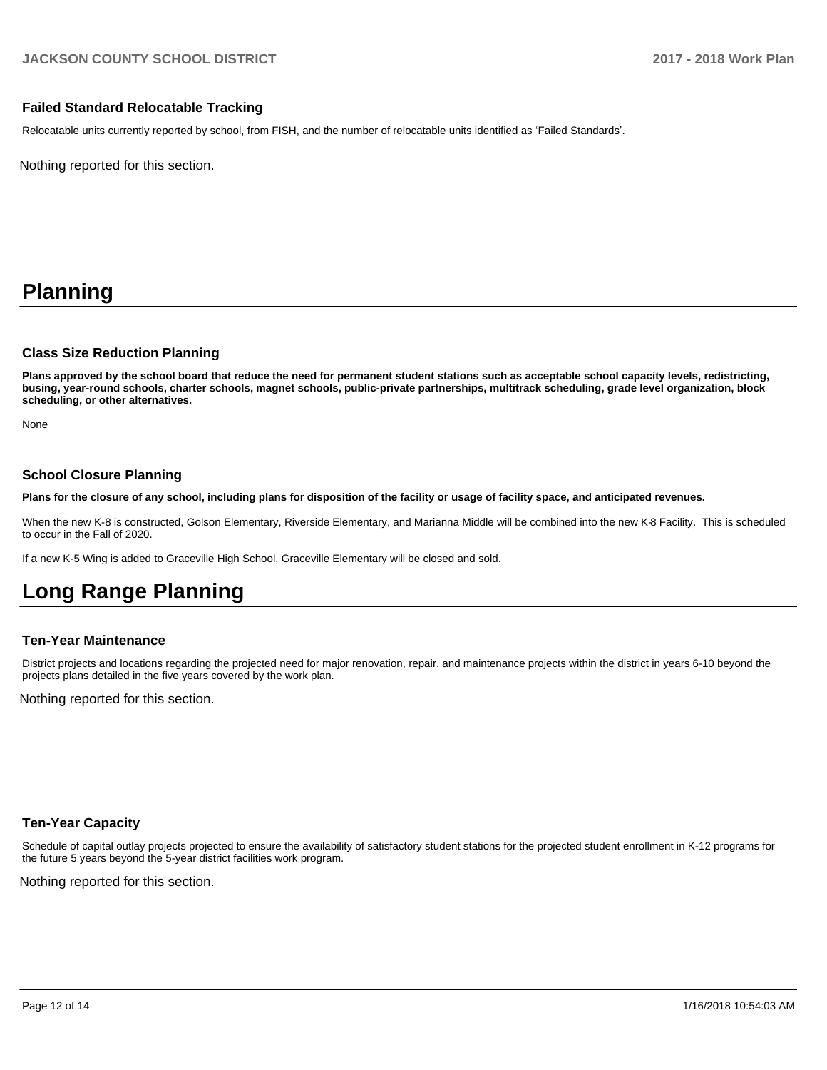### Failed Standard Relocatable Tracking

Relocatable units currently reported by school, from FISH, and the number of relocatable units identified as 'Failed Standards'.

Nothing reported for this section.

# Planning

### Class Size Reduction Planning

**Plans approved by the school board that reduce the need for permanent student stations such as acceptable school capacity levels, redistricting, busing, year-round schools, charter schools, magnet schools, public-private partnerships, multitrack scheduling, grade level organization, block scheduling, or other alternatives.**

None

### School Closure Planning

**Plans for the closure of any school, including plans for disposition of the facility or usage of facility space, and anticipated revenues.**

When the new K-8 is constructed, Golson Elementary, Riverside Elementary, and Marianna Middle will be combined into the new K-8 Facility. This is scheduled to occur in the Fall of 2020.

If a new K-5 Wing is added to Graceville High School, Graceville Elementary will be closed and sold.

# Long Range Planning

### Ten-Year Maintenance

District projects and locations regarding the projected need for major renovation, repair, and maintenance projects within the district in years 6-10 beyond the projects plans detailed in the five years covered by the work plan.

Nothing reported for this section.

### Ten-Year Capacity

Schedule of capital outlay projects projected to ensure the availability of satisfactory student stations for the projected student enrollment in K-12 programs for the future 5 years beyond the 5-year district facilities work program.

Nothing reported for this section.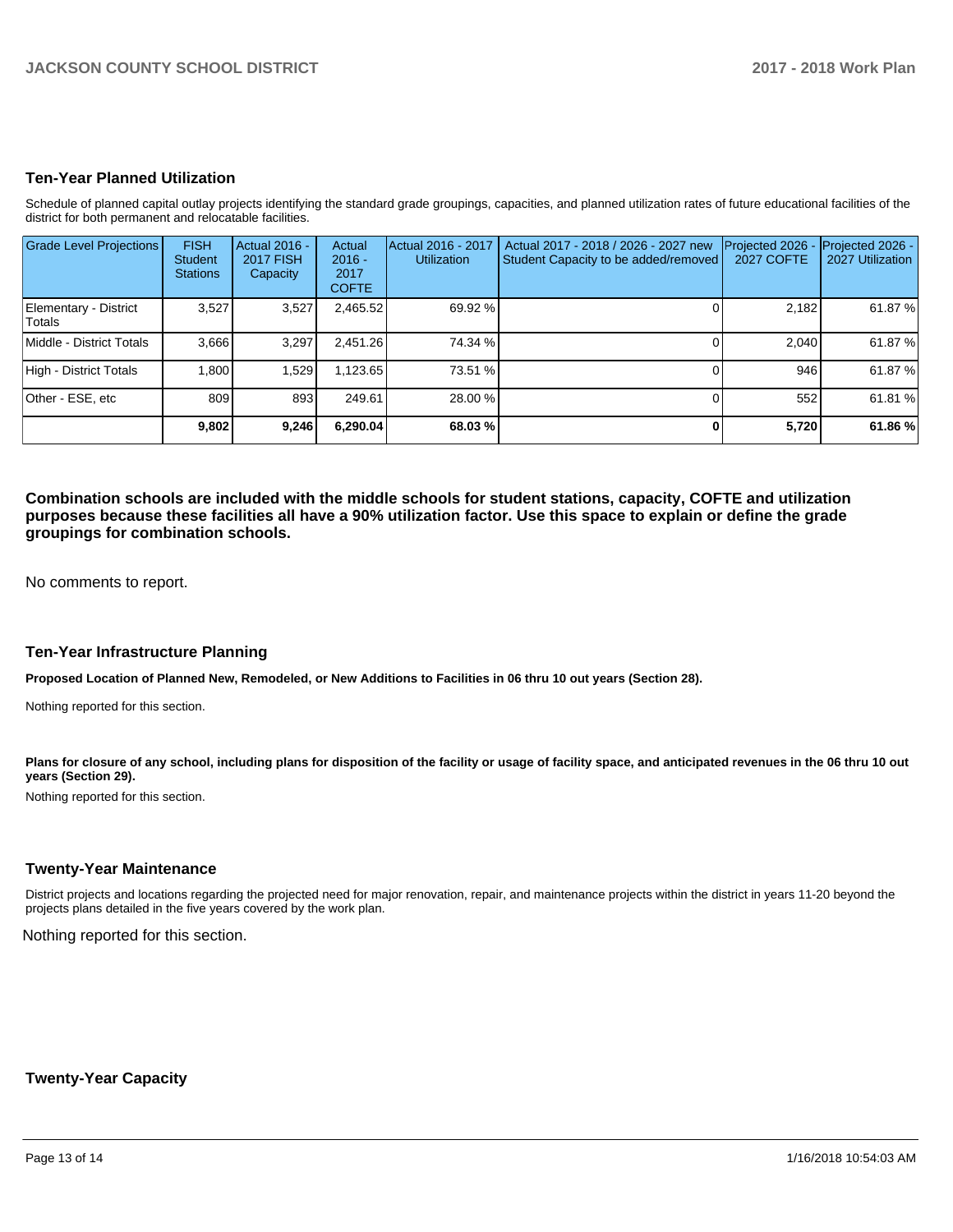## Ten-Year Planned Utilization

Schedule of planned capital outlay projects identifying the standard grade groupings, capacities, and planned utilization rates of future educational facilities of the district for both permanent and relocatable facilities.

| Grade Level Projections | FISH Student Stations | Actual 2016 - 2017 FISH Capacity | Actual 2016 - 2017 COFTE | Actual 2016 - 2017 Utilization | Actual 2017 - 2018 / 2026 - 2027 new Student Capacity to be added/removed | Projected 2026 - 2027 COFTE | Projected 2026 - 2027 Utilization |
|---|---|---|---|---|---|---|---|
| Elementary - District Totals | 3,527 | 3,527 | 2,465.52 | 69.92 % | 0 | 2,182 | 61.87 % |
| Middle - District Totals | 3,666 | 3,297 | 2,451.26 | 74.34 % | 0 | 2,040 | 61.87 % |
| High - District Totals | 1,800 | 1,529 | 1,123.65 | 73.51 % | 0 | 946 | 61.87 % |
| Other - ESE, etc | 809 | 893 | 249.61 | 28.00 % | 0 | 552 | 61.81 % |
| | **9,802** | **9,246** | **6,290.04** | **68.03 %** | **0** | **5,720** | **61.86 %** |

**Combination schools are included with the middle schools for student stations, capacity, COFTE and utilization purposes because these facilities all have a 90% utilization factor. Use this space to explain or define the grade groupings for combination schools.**

No comments to report.

## Ten-Year Infrastructure Planning

**Proposed Location of Planned New, Remodeled, or New Additions to Facilities in 06 thru 10 out years (Section 28).**

Nothing reported for this section.

**Plans for closure of any school, including plans for disposition of the facility or usage of facility space, and anticipated revenues in the 06 thru 10 out years (Section 29).**

Nothing reported for this section.

## Twenty-Year Maintenance

District projects and locations regarding the projected need for major renovation, repair, and maintenance projects within the district in years 11-20 beyond the projects plans detailed in the five years covered by the work plan.

Nothing reported for this section.

## Twenty-Year Capacity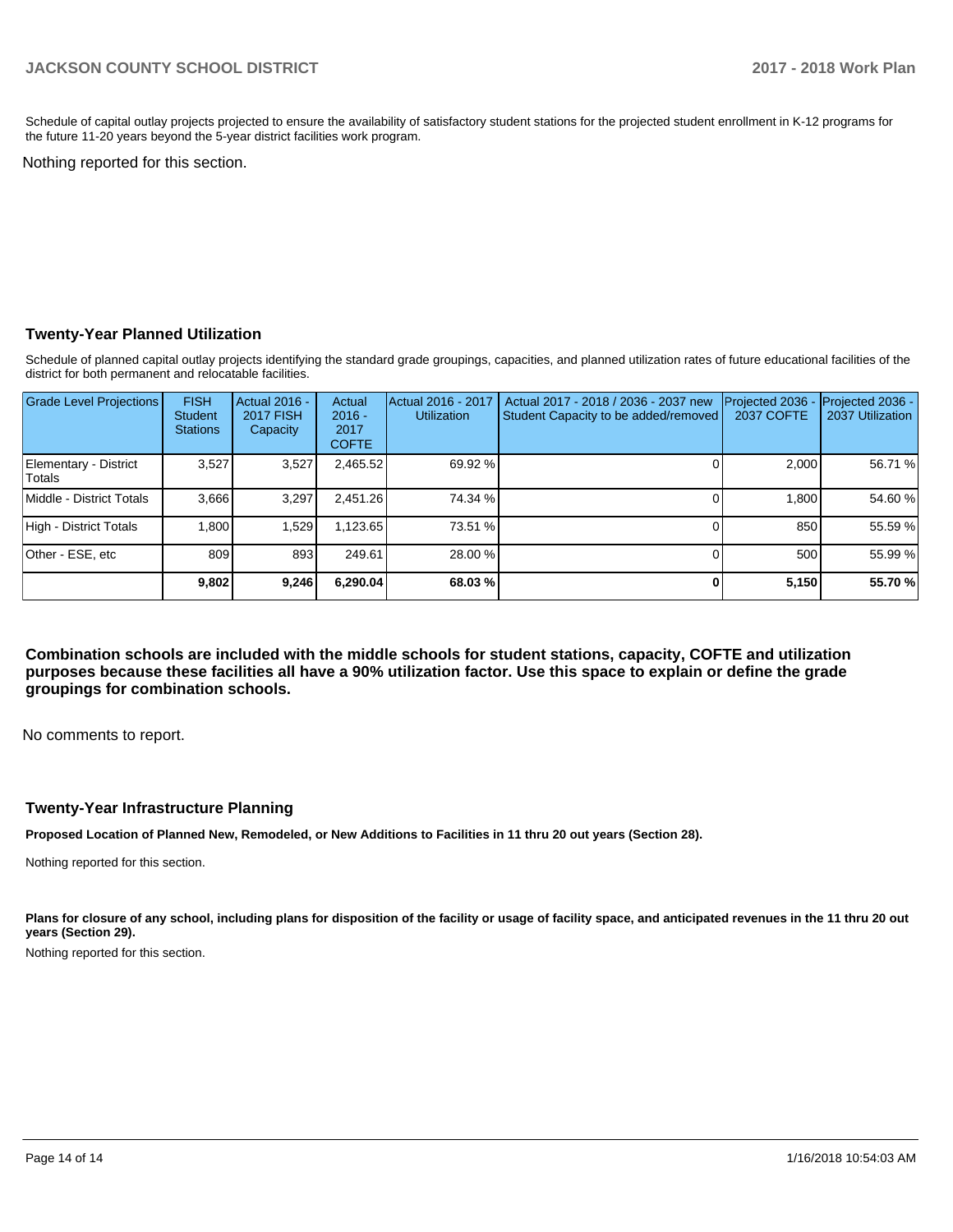Schedule of capital outlay projects projected to ensure the availability of satisfactory student stations for the projected student enrollment in K-12 programs for the future 11-20 years beyond the 5-year district facilities work program.

Nothing reported for this section.

### Twenty-Year Planned Utilization

Schedule of planned capital outlay projects identifying the standard grade groupings, capacities, and planned utilization rates of future educational facilities of the district for both permanent and relocatable facilities.

| Grade Level Projections | FISH Student Stations | Actual 2016 - 2017 FISH Capacity | Actual 2016 - 2017 COFTE | Actual 2016 - 2017 Utilization | Actual 2017 - 2018 / 2036 - 2037 new Student Capacity to be added/removed | Projected 2036 - 2037 COFTE | Projected 2036 - 2037 Utilization |
|---|---|---|---|---|---|---|---|
| Elementary - District Totals | 3,527 | 3,527 | 2,465.52 | 69.92 % | 0 | 2,000 | 56.71 % |
| Middle - District Totals | 3,666 | 3,297 | 2,451.26 | 74.34 % | 0 | 1,800 | 54.60 % |
| High - District Totals | 1,800 | 1,529 | 1,123.65 | 73.51 % | 0 | 850 | 55.59 % |
| Other - ESE, etc | 809 | 893 | 249.61 | 28.00 % | 0 | 500 | 55.99 % |
| | **9,802** | **9,246** | **6,290.04** | **68.03 %** | **0** | **5,150** | **55.70 %** |

**Combination schools are included with the middle schools for student stations, capacity, COFTE and utilization purposes because these facilities all have a 90% utilization factor. Use this space to explain or define the grade groupings for combination schools.**

No comments to report.

### Twenty-Year Infrastructure Planning

**Proposed Location of Planned New, Remodeled, or New Additions to Facilities in 11 thru 20 out years (Section 28).**

Nothing reported for this section.

**Plans for closure of any school, including plans for disposition of the facility or usage of facility space, and anticipated revenues in the 11 thru 20 out years (Section 29).**

Nothing reported for this section.